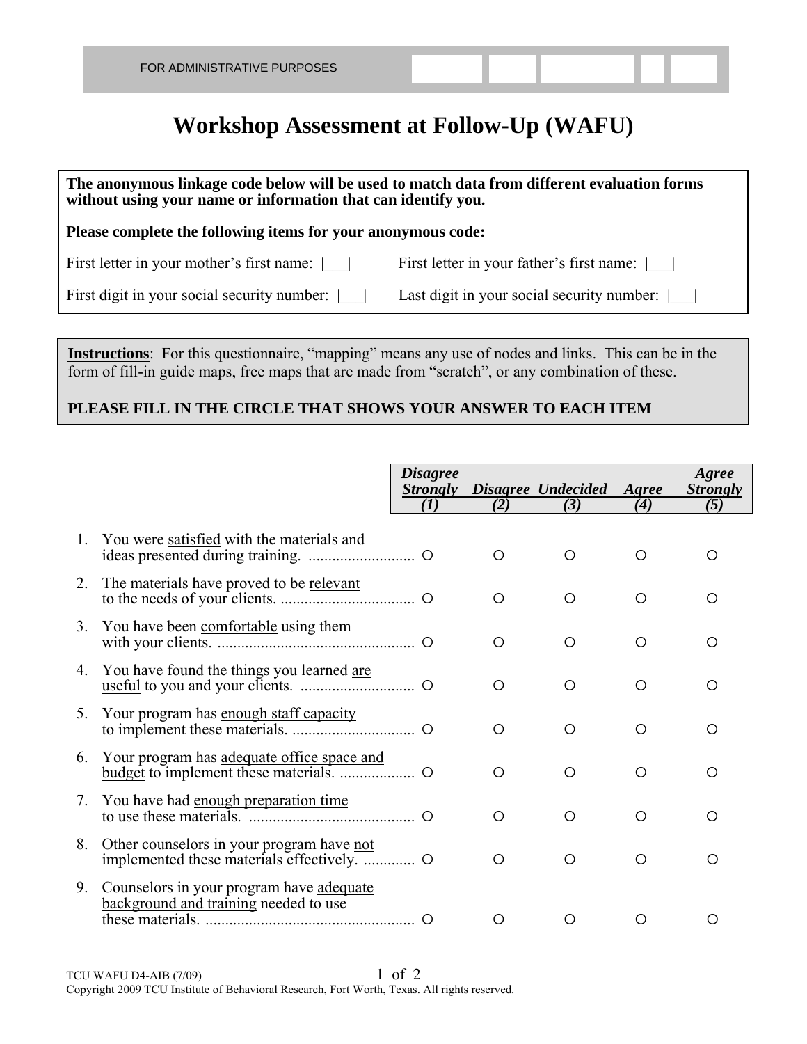FOR ADMINISTRATIVE PURPOSES

# Workshop Assessment at Follow-Up (WAFU)

**The anonymous linkage code below will be used to match data from different evaluation forms without using your name or information that can identify you.**

**Please complete the following items for your anonymous code:**

First letter in your mother's first name: |___| First letter in your father's first name: |___|

First digit in your social security number: |___| Last digit in your social security number: |___|

**Instructions**: For this questionnaire, "mapping" means any use of nodes and links. This can be in the form of fill-in guide maps, free maps that are made from "scratch", or any combination of these.

**PLEASE FILL IN THE CIRCLE THAT SHOWS YOUR ANSWER TO EACH ITEM**

| | *Disagree Strongly (1)* | *Disagree (2)* | *Undecided (3)* | *Agree (4)* | *Agree Strongly (5)* |
|---|---|---|---|---|---|
| 1. You were satisfied with the materials and ideas presented during training. | ○ | ○ | ○ | ○ | ○ |
| 2. The materials have proved to be relevant to the needs of your clients. | ○ | ○ | ○ | ○ | ○ |
| 3. You have been comfortable using them with your clients. | ○ | ○ | ○ | ○ | ○ |
| 4. You have found the things you learned are useful to you and your clients. | ○ | ○ | ○ | ○ | ○ |
| 5. Your program has enough staff capacity to implement these materials. | ○ | ○ | ○ | ○ | ○ |
| 6. Your program has adequate office space and budget to implement these materials. | ○ | ○ | ○ | ○ | ○ |
| 7. You have had enough preparation time to use these materials. | ○ | ○ | ○ | ○ | ○ |
| 8. Other counselors in your program have not implemented these materials effectively. | ○ | ○ | ○ | ○ | ○ |
| 9. Counselors in your program have adequate background and training needed to use these materials. | ○ | ○ | ○ | ○ | ○ |

TCU WAFU D4-AIB (7/09)

Copyright 2009 TCU Institute of Behavioral Research, Fort Worth, Texas. All rights reserved.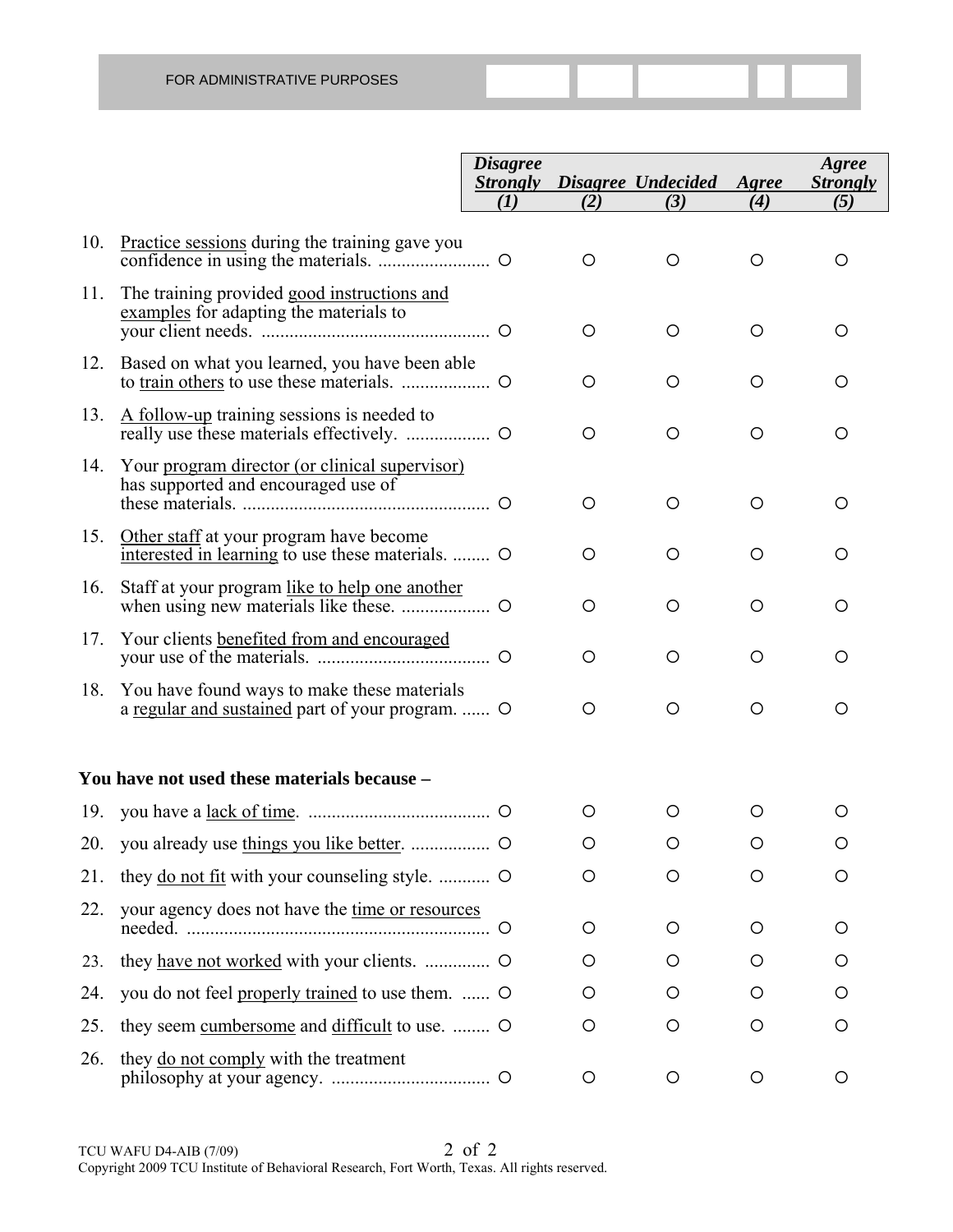FOR ADMINISTRATIVE PURPOSES

| | | *Disagree Strongly (1)* | *Disagree (2)* | *Undecided (3)* | *Agree (4)* | *Agree Strongly (5)* |
|---|---|---|---|---|---|---|
| 10. | Practice sessions during the training gave you confidence in using the materials. | ○ | ○ | ○ | ○ | ○ |
| 11. | The training provided good instructions and examples for adapting the materials to your client needs. | ○ | ○ | ○ | ○ | ○ |
| 12. | Based on what you learned, you have been able to train others to use these materials. | ○ | ○ | ○ | ○ | ○ |
| 13. | A follow-up training sessions is needed to really use these materials effectively. | ○ | ○ | ○ | ○ | ○ |
| 14. | Your program director (or clinical supervisor) has supported and encouraged use of these materials. | ○ | ○ | ○ | ○ | ○ |
| 15. | Other staff at your program have become interested in learning to use these materials. | ○ | ○ | ○ | ○ | ○ |
| 16. | Staff at your program like to help one another when using new materials like these. | ○ | ○ | ○ | ○ | ○ |
| 17. | Your clients benefited from and encouraged your use of the materials. | ○ | ○ | ○ | ○ | ○ |
| 18. | You have found ways to make these materials a regular and sustained part of your program. | ○ | ○ | ○ | ○ | ○ |

**You have not used these materials because –**

| | | *Disagree Strongly (1)* | *Disagree (2)* | *Undecided (3)* | *Agree (4)* | *Agree Strongly (5)* |
|---|---|---|---|---|---|---|
| 19. | you have a lack of time. | ○ | ○ | ○ | ○ | ○ |
| 20. | you already use things you like better. | ○ | ○ | ○ | ○ | ○ |
| 21. | they do not fit with your counseling style. | ○ | ○ | ○ | ○ | ○ |
| 22. | your agency does not have the time or resources needed. | ○ | ○ | ○ | ○ | ○ |
| 23. | they have not worked with your clients. | ○ | ○ | ○ | ○ | ○ |
| 24. | you do not feel properly trained to use them. | ○ | ○ | ○ | ○ | ○ |
| 25. | they seem cumbersome and difficult to use. | ○ | ○ | ○ | ○ | ○ |
| 26. | they do not comply with the treatment philosophy at your agency. | ○ | ○ | ○ | ○ | ○ |

TCU WAFU D4-AIB (7/09)

Copyright 2009 TCU Institute of Behavioral Research, Fort Worth, Texas. All rights reserved.